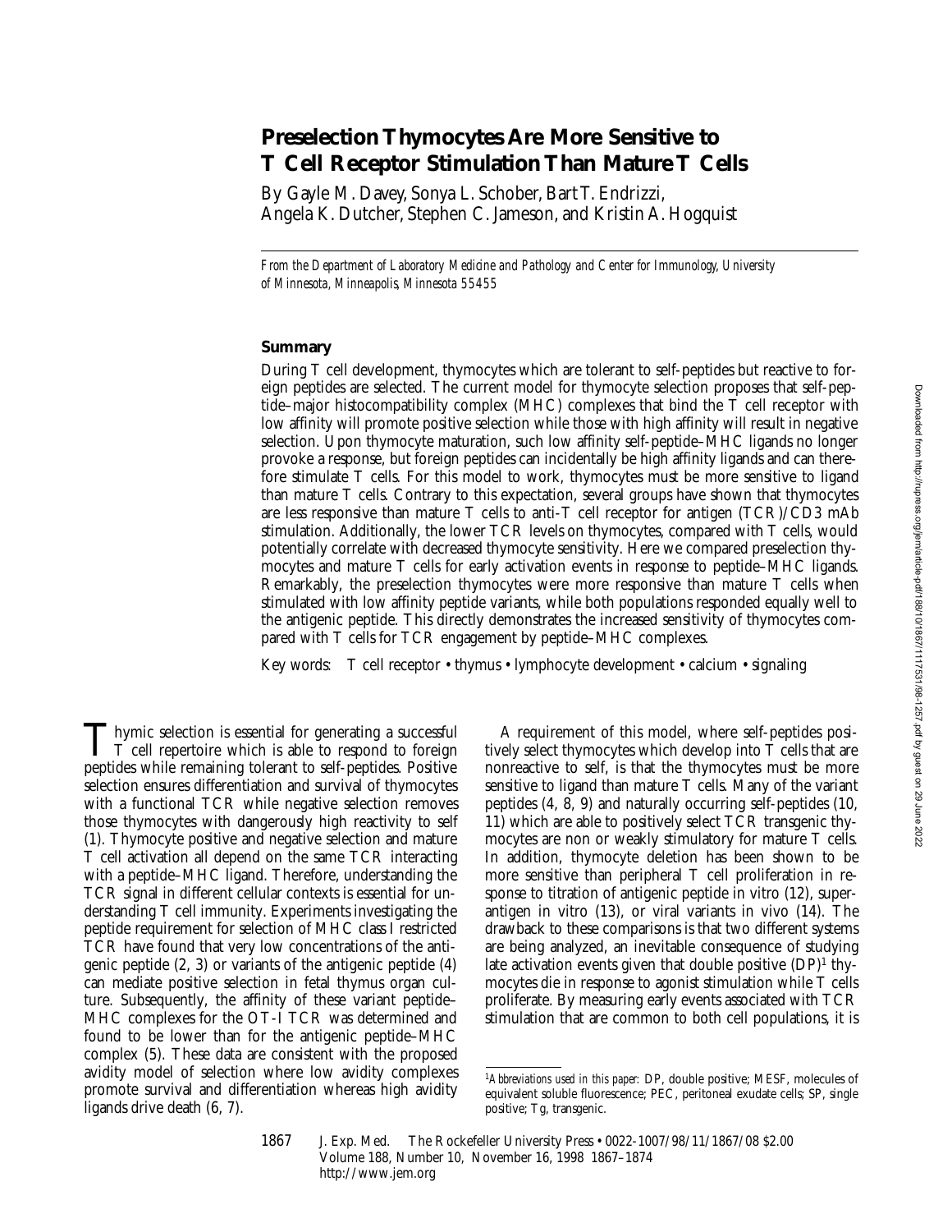# Preselection Thymocytes Are More Sensitive to T Cell Receptor Stimulation Than Mature T Cells

By Gayle M. Davey, Sonya L. Schober, Bart T. Endrizzi, Angela K. Dutcher, Stephen C. Jameson, and Kristin A. Hogquist

*From the Department of Laboratory Medicine and Pathology and Center for Immunology, University of Minnesota, Minneapolis, Minnesota 55455*

## Summary

During T cell development, thymocytes which are tolerant to self-peptides but reactive to foreign peptides are selected. The current model for thymocyte selection proposes that self-peptide–major histocompatibility complex (MHC) complexes that bind the T cell receptor with low affinity will promote positive selection while those with high affinity will result in negative selection. Upon thymocyte maturation, such low affinity self-peptide–MHC ligands no longer provoke a response, but foreign peptides can incidentally be high affinity ligands and can therefore stimulate T cells. For this model to work, thymocytes must be more sensitive to ligand than mature T cells. Contrary to this expectation, several groups have shown that thymocytes are less responsive than mature T cells to anti-T cell receptor for antigen (TCR)/CD3 mAb stimulation. Additionally, the lower TCR levels on thymocytes, compared with T cells, would potentially correlate with decreased thymocyte sensitivity. Here we compared preselection thymocytes and mature T cells for early activation events in response to peptide–MHC ligands. Remarkably, the preselection thymocytes were more responsive than mature T cells when stimulated with low affinity peptide variants, while both populations responded equally well to the antigenic peptide. This directly demonstrates the increased sensitivity of thymocytes compared with T cells for TCR engagement by peptide–MHC complexes.

Key words: T cell receptor • thymus • lymphocyte development • calcium • signaling

Thymic selection is essential for generating a successful T cell repertoire which is able to respond to foreign peptides while remaining tolerant to self-peptides. Positive selection ensures differentiation and survival of thymocytes with a functional TCR while negative selection removes those thymocytes with dangerously high reactivity to self (1). Thymocyte positive and negative selection and mature T cell activation all depend on the same TCR interacting with a peptide–MHC ligand. Therefore, understanding the TCR signal in different cellular contexts is essential for understanding T cell immunity. Experiments investigating the peptide requirement for selection of MHC class I restricted TCR have found that very low concentrations of the antigenic peptide (2, 3) or variants of the antigenic peptide (4) can mediate positive selection in fetal thymus organ culture. Subsequently, the affinity of these variant peptide–MHC complexes for the OT-I TCR was determined and found to be lower than for the antigenic peptide–MHC complex (5). These data are consistent with the proposed avidity model of selection where low avidity complexes promote survival and differentiation whereas high avidity ligands drive death (6, 7).

A requirement of this model, where self-peptides positively select thymocytes which develop into T cells that are nonreactive to self, is that the thymocytes must be more sensitive to ligand than mature T cells. Many of the variant peptides (4, 8, 9) and naturally occurring self-peptides (10, 11) which are able to positively select TCR transgenic thymocytes are non or weakly stimulatory for mature T cells. In addition, thymocyte deletion has been shown to be more sensitive than peripheral T cell proliferation in response to titration of antigenic peptide in vitro (12), superantigen in vitro (13), or viral variants in vivo (14). The drawback to these comparisons is that two different systems are being analyzed, an inevitable consequence of studying late activation events given that double positive (DP)[1] thymocytes die in response to agonist stimulation while T cells proliferate. By measuring early events associated with TCR stimulation that are common to both cell populations, it is

[1]*Abbreviations used in this paper:* DP, double positive; MESF, molecules of equivalent soluble fluorescence; PEC, peritoneal exudate cells; SP, single positive; Tg, transgenic.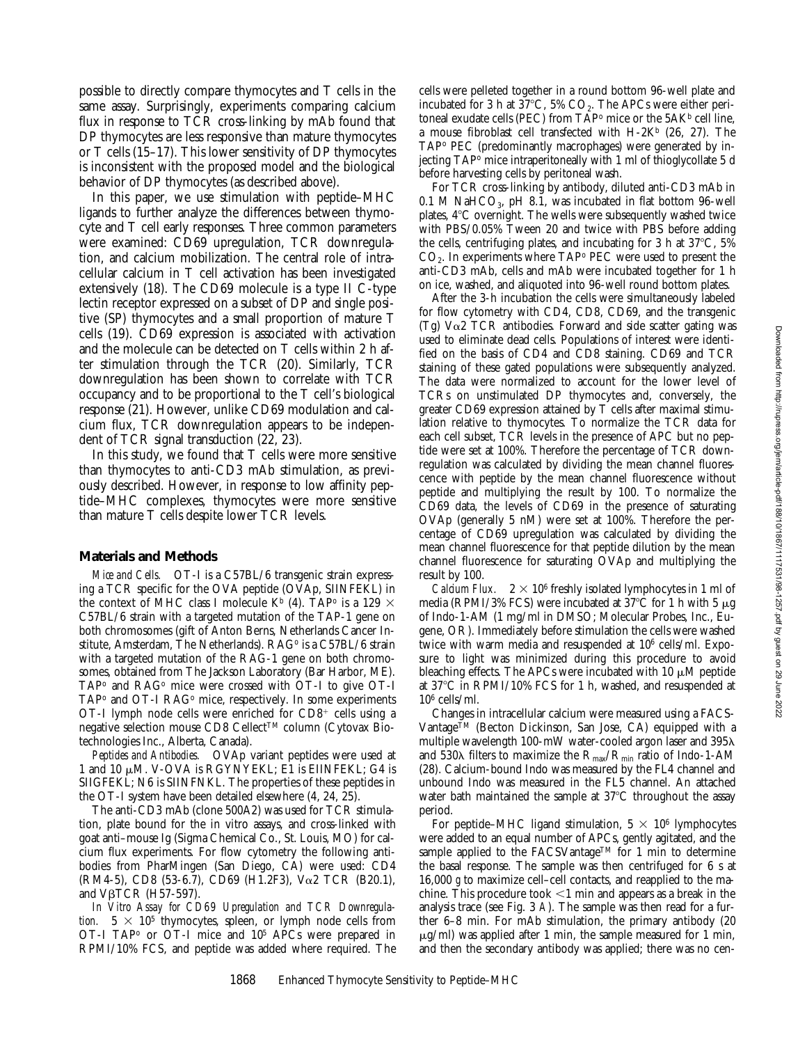possible to directly compare thymocytes and T cells in the same assay. Surprisingly, experiments comparing calcium flux in response to TCR cross-linking by mAb found that DP thymocytes are less responsive than mature thymocytes or T cells (15–17). This lower sensitivity of DP thymocytes is inconsistent with the proposed model and the biological behavior of DP thymocytes (as described above).

In this paper, we use stimulation with peptide–MHC ligands to further analyze the differences between thymocyte and T cell early responses. Three common parameters were examined: CD69 upregulation, TCR downregulation, and calcium mobilization. The central role of intracellular calcium in T cell activation has been investigated extensively (18). The CD69 molecule is a type II C-type lectin receptor expressed on a subset of DP and single positive (SP) thymocytes and a small proportion of mature T cells (19). CD69 expression is associated with activation and the molecule can be detected on T cells within 2 h after stimulation through the TCR (20). Similarly, TCR downregulation has been shown to correlate with TCR occupancy and to be proportional to the T cell's biological response (21). However, unlike CD69 modulation and calcium flux, TCR downregulation appears to be independent of TCR signal transduction (22, 23).

In this study, we found that T cells were more sensitive than thymocytes to anti-CD3 mAb stimulation, as previously described. However, in response to low affinity peptide–MHC complexes, thymocytes were more sensitive than mature T cells despite lower TCR levels.

## Materials and Methods

*Mice and Cells.* OT-I is a C57BL/6 transgenic strain expressing a TCR specific for the OVA peptide (OVAp, SIINFEKL) in the context of MHC class I molecule $K^b$ (4). TAP° is a 129 × C57BL/6 strain with a targeted mutation of the TAP-1 gene on both chromosomes (gift of Anton Berns, Netherlands Cancer Institute, Amsterdam, The Netherlands). RAG° is a C57BL/6 strain with a targeted mutation of the RAG-1 gene on both chromosomes, obtained from The Jackson Laboratory (Bar Harbor, ME). TAP° and RAG° mice were crossed with OT-I to give OT-I TAP° and OT-I RAG° mice, respectively. In some experiments OT-I lymph node cells were enriched for $CD8^+$ cells using a negative selection mouse CD8 Cellect™ column (Cytovax Biotechnologies Inc., Alberta, Canada).

*Peptides and Antibodies.* OVAp variant peptides were used at 1 and 10 μM. V-OVA is RGYNYEKL; E1 is EIINFEKL; G4 is SIIGFEKL; N6 is SIINFNKL. The properties of these peptides in the OT-I system have been detailed elsewhere (4, 24, 25).

The anti-CD3 mAb (clone 500A2) was used for TCR stimulation, plate bound for the in vitro assays, and cross-linked with goat anti–mouse Ig (Sigma Chemical Co., St. Louis, MO) for calcium flux experiments. For flow cytometry the following antibodies from PharMingen (San Diego, CA) were used: CD4 (RM4-5), CD8 (53-6.7), CD69 (H1.2F3), Vα2 TCR (B20.1), and VβTCR (H57-597).

*In Vitro Assay for CD69 Upregulation and TCR Downregulation.* $5 \times 10^5$ thymocytes, spleen, or lymph node cells from OT-I TAP° or OT-I mice and $10^5$ APCs were prepared in RPMI/10% FCS, and peptide was added where required. The cells were pelleted together in a round bottom 96-well plate and incubated for 3 h at 37°C, 5% $CO_2$. The APCs were either peritoneal exudate cells (PEC) from TAP° mice or the 5AK$^b$ cell line, a mouse fibroblast cell transfected with H-2K$^b$ (26, 27). The TAP° PEC (predominantly macrophages) were generated by injecting TAP° mice intraperitoneally with 1 ml of thioglycollate 5 d before harvesting cells by peritoneal wash.

For TCR cross-linking by antibody, diluted anti-CD3 mAb in 0.1 M $NaHCO_3$, pH 8.1, was incubated in flat bottom 96-well plates, 4°C overnight. The wells were subsequently washed twice with PBS/0.05% Tween 20 and twice with PBS before adding the cells, centrifuging plates, and incubating for 3 h at 37°C, 5% $CO_2$. In experiments where TAP° PEC were used to present the anti-CD3 mAb, cells and mAb were incubated together for 1 h on ice, washed, and aliquoted into 96-well round bottom plates.

After the 3-h incubation the cells were simultaneously labeled for flow cytometry with CD4, CD8, CD69, and the transgenic (Tg) Vα2 TCR antibodies. Forward and side scatter gating was used to eliminate dead cells. Populations of interest were identified on the basis of CD4 and CD8 staining. CD69 and TCR staining of these gated populations were subsequently analyzed. The data were normalized to account for the lower level of TCRs on unstimulated DP thymocytes and, conversely, the greater CD69 expression attained by T cells after maximal stimulation relative to thymocytes. To normalize the TCR data for each cell subset, TCR levels in the presence of APC but no peptide were set at 100%. Therefore the percentage of TCR downregulation was calculated by dividing the mean channel fluorescence with peptide by the mean channel fluorescence without peptide and multiplying the result by 100. To normalize the CD69 data, the levels of CD69 in the presence of saturating OVAp (generally 5 nM) were set at 100%. Therefore the percentage of CD69 upregulation was calculated by dividing the mean channel fluorescence for that peptide dilution by the mean channel fluorescence for saturating OVAp and multiplying the result by 100.

*Calcium Flux.* $2 \times 10^6$ freshly isolated lymphocytes in 1 ml of media (RPMI/3% FCS) were incubated at 37°C for 1 h with 5 μg of Indo-1-AM (1 mg/ml in DMSO; Molecular Probes, Inc., Eugene, OR). Immediately before stimulation the cells were washed twice with warm media and resuspended at $10^6$ cells/ml. Exposure to light was minimized during this procedure to avoid bleaching effects. The APCs were incubated with 10 μM peptide at 37°C in RPMI/10% FCS for 1 h, washed, and resuspended at $10^6$ cells/ml.

Changes in intracellular calcium were measured using a FACS-Vantage™ (Becton Dickinson, San Jose, CA) equipped with a multiple wavelength 100-mW water-cooled argon laser and 395λ and 530λ filters to maximize the $R_{max}/R_{min}$ ratio of Indo-1-AM (28). Calcium-bound Indo was measured by the FL4 channel and unbound Indo was measured in the FL5 channel. An attached water bath maintained the sample at 37°C throughout the assay period.

For peptide–MHC ligand stimulation, $5 \times 10^6$ lymphocytes were added to an equal number of APCs, gently agitated, and the sample applied to the FACSVantage™ for 1 min to determine the basal response. The sample was then centrifuged for 6 s at 16,000 *g* to maximize cell–cell contacts, and reapplied to the machine. This procedure took <1 min and appears as a break in the analysis trace (see Fig. 3 *A*). The sample was then read for a further 6–8 min. For mAb stimulation, the primary antibody (20 μg/ml) was applied after 1 min, the sample measured for 1 min, and then the secondary antibody was applied; there was no cen-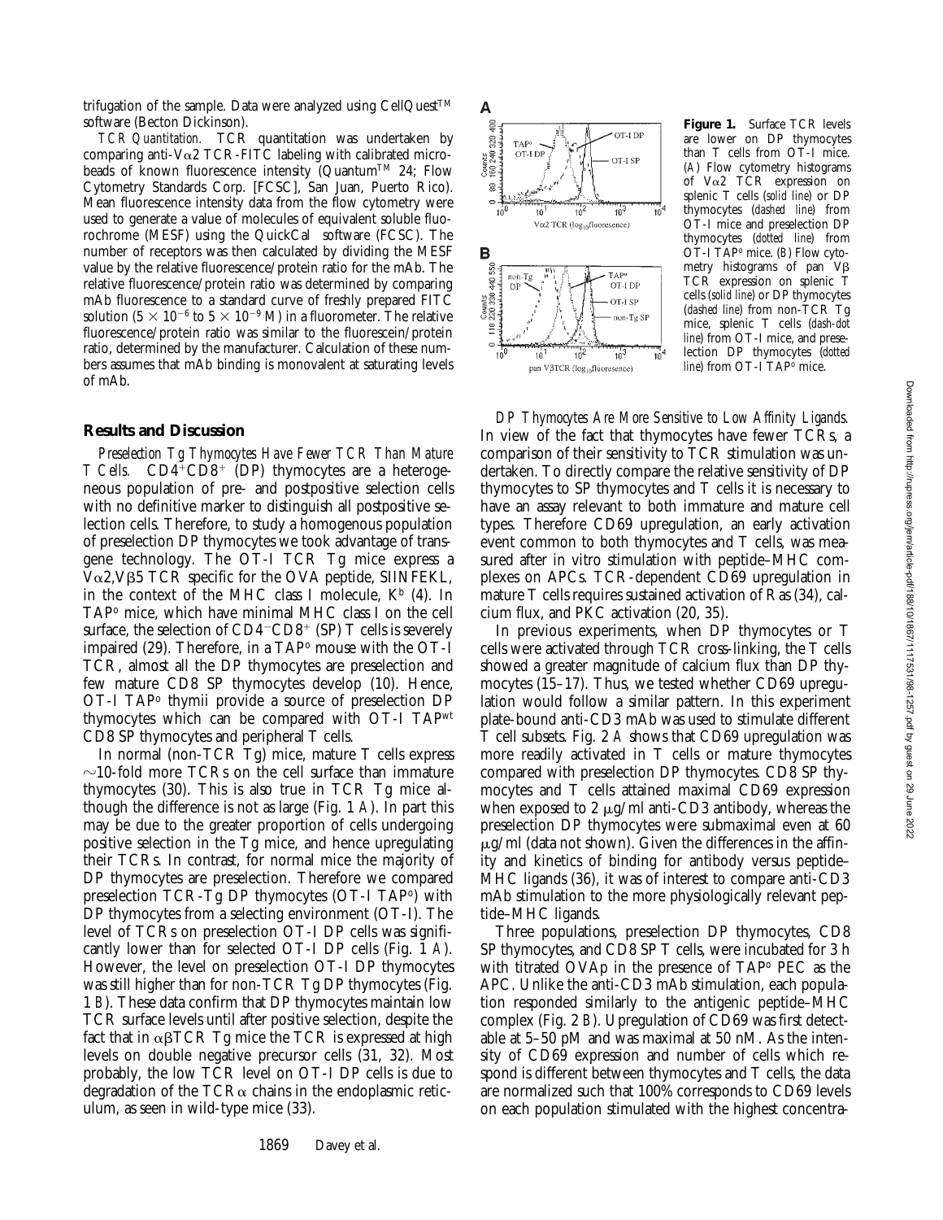trifugation of the sample. Data were analyzed using CellQuest™ software (Becton Dickinson).

*TCR Quantitation.* TCR quantitation was undertaken by comparing anti-Vα2 TCR-FITC labeling with calibrated microbeads of known fluorescence intensity (Quantum™ 24; Flow Cytometry Standards Corp. [FCSC], San Juan, Puerto Rico). Mean fluorescence intensity data from the flow cytometry were used to generate a value of molecules of equivalent soluble fluorochrome (MESF) using the QuickCal software (FCSC). The number of receptors was then calculated by dividing the MESF value by the relative fluorescence/protein ratio for the mAb. The relative fluorescence/protein ratio was determined by comparing mAb fluorescence to a standard curve of freshly prepared FITC solution ($5 \times 10^{-6}$ to $5 \times 10^{-9}$ M) in a fluorometer. The relative fluorescence/protein ratio was similar to the fluorescein/protein ratio, determined by the manufacturer. Calculation of these numbers assumes that mAb binding is monovalent at saturating levels of mAb.

## Results and Discussion

*Preselection Tg Thymocytes Have Fewer TCR Than Mature T Cells.* $CD4^+CD8^+$ (DP) thymocytes are a heterogeneous population of pre- and postpositive selection cells with no definitive marker to distinguish all postpositive selection cells. Therefore, to study a homogenous population of preselection DP thymocytes we took advantage of transgene technology. The OT-I TCR Tg mice express a Vα2,Vβ5 TCR specific for the OVA peptide, SIINFEKL, in the context of the MHC class I molecule, $K^b$ (4). In $TAP^o$ mice, which have minimal MHC class I on the cell surface, the selection of $CD4^-CD8^+$ (SP) T cells is severely impaired (29). Therefore, in a $TAP^o$ mouse with the OT-I TCR, almost all the DP thymocytes are preselection and few mature CD8 SP thymocytes develop (10). Hence, OT-I $TAP^o$ thymii provide a source of preselection DP thymocytes which can be compared with OT-I $TAP^{wt}$ CD8 SP thymocytes and peripheral T cells.

In normal (non-TCR Tg) mice, mature T cells express ~10-fold more TCRs on the cell surface than immature thymocytes (30). This is also true in TCR Tg mice although the difference is not as large (Fig. 1 *A*). In part this may be due to the greater proportion of cells undergoing positive selection in the Tg mice, and hence upregulating their TCRs. In contrast, for normal mice the majority of DP thymocytes are preselection. Therefore we compared preselection TCR-Tg DP thymocytes (OT-I $TAP^o$) with DP thymocytes from a selecting environment (OT-I). The level of TCRs on preselection OT-I DP cells was significantly lower than for selected OT-I DP cells (Fig. 1 *A*). However, the level on preselection OT-I DP thymocytes was still higher than for non-TCR Tg DP thymocytes (Fig. 1 *B*). These data confirm that DP thymocytes maintain low TCR surface levels until after positive selection, despite the fact that in αβTCR Tg mice the TCR is expressed at high levels on double negative precursor cells (31, 32). Most probably, the low TCR level on OT-I DP cells is due to degradation of the TCRα chains in the endoplasmic reticulum, as seen in wild-type mice (33).

**Figure 1.** Surface TCR levels are lower on DP thymocytes than T cells from OT-I mice. (*A*) Flow cytometry histograms of Vα2 TCR expression on splenic T cells (*solid line*) or DP thymocytes (*dashed line*) from OT-I mice and preselection DP thymocytes (*dotted line*) from OT-I $TAP^o$ mice. (*B*) Flow cytometry histograms of pan Vβ TCR expression on splenic T cells (*solid line*) or DP thymocytes (*dashed line*) from non-TCR Tg mice, splenic T cells (*dash-dot line*) from OT-I mice, and preselection DP thymocytes (*dotted line*) from OT-I $TAP^o$ mice.

*DP Thymocytes Are More Sensitive to Low Affinity Ligands.* In view of the fact that thymocytes have fewer TCRs, a comparison of their sensitivity to TCR stimulation was undertaken. To directly compare the relative sensitivity of DP thymocytes to SP thymocytes and T cells it is necessary to have an assay relevant to both immature and mature cell types. Therefore CD69 upregulation, an early activation event common to both thymocytes and T cells, was measured after in vitro stimulation with peptide–MHC complexes on APCs. TCR-dependent CD69 upregulation in mature T cells requires sustained activation of Ras (34), calcium flux, and PKC activation (20, 35).

In previous experiments, when DP thymocytes or T cells were activated through TCR cross-linking, the T cells showed a greater magnitude of calcium flux than DP thymocytes (15–17). Thus, we tested whether CD69 upregulation would follow a similar pattern. In this experiment plate-bound anti-CD3 mAb was used to stimulate different T cell subsets. Fig. 2 *A* shows that CD69 upregulation was more readily activated in T cells or mature thymocytes compared with preselection DP thymocytes. CD8 SP thymocytes and T cells attained maximal CD69 expression when exposed to 2 μg/ml anti-CD3 antibody, whereas the preselection DP thymocytes were submaximal even at 60 μg/ml (data not shown). Given the differences in the affinity and kinetics of binding for antibody versus peptide–MHC ligands (36), it was of interest to compare anti-CD3 mAb stimulation to the more physiologically relevant peptide–MHC ligands.

Three populations, preselection DP thymocytes, CD8 SP thymocytes, and CD8 SP T cells, were incubated for 3 h with titrated OVAp in the presence of $TAP^o$ PEC as the APC. Unlike the anti-CD3 mAb stimulation, each population responded similarly to the antigenic peptide–MHC complex (Fig. 2 *B*). Upregulation of CD69 was first detectable at 5–50 pM and was maximal at 50 nM. As the intensity of CD69 expression and number of cells which respond is different between thymocytes and T cells, the data are normalized such that 100% corresponds to CD69 levels on each population stimulated with the highest concentra-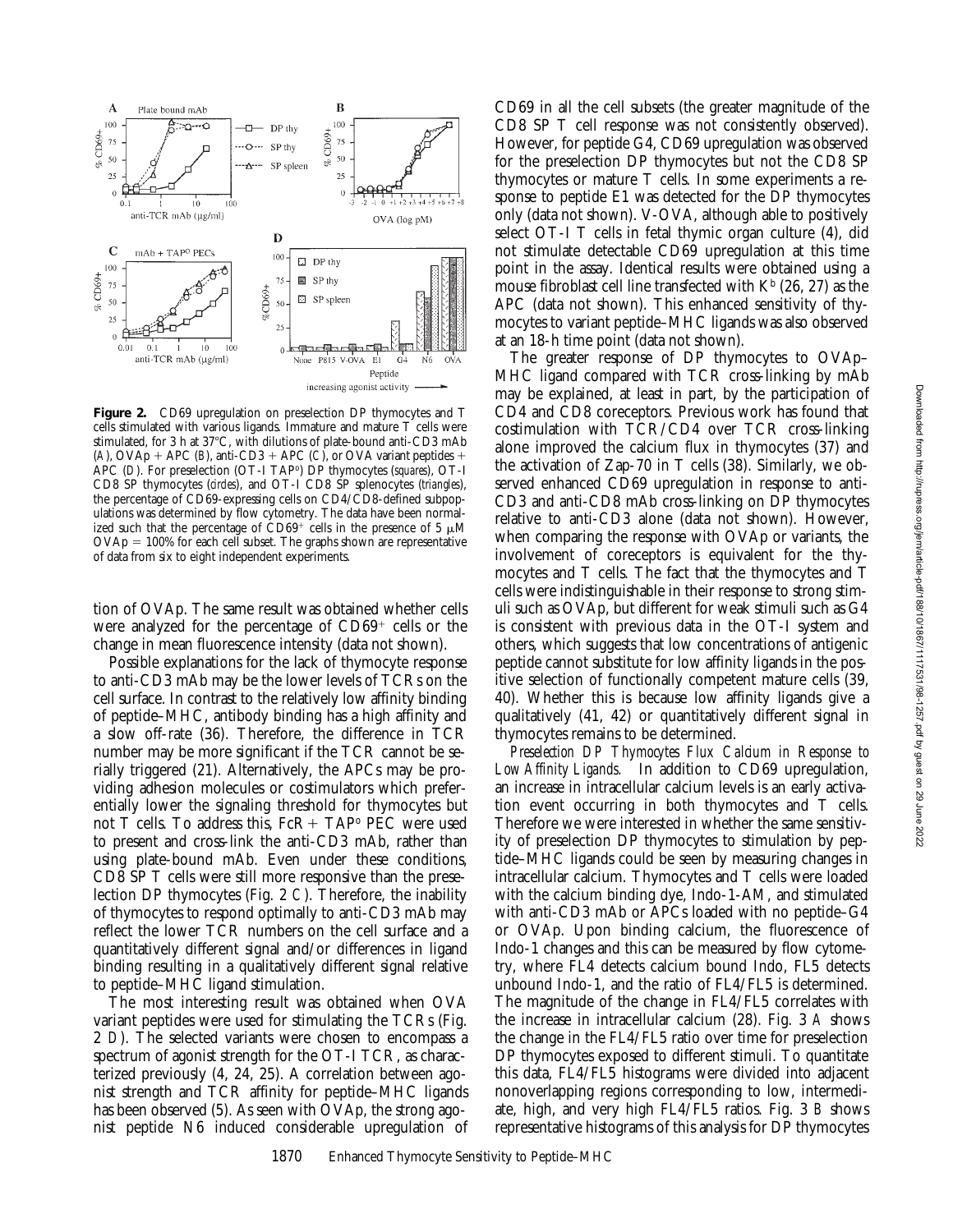**Figure 2.** CD69 upregulation on preselection DP thymocytes and T cells stimulated with various ligands. Immature and mature T cells were stimulated, for 3 h at 37°C, with dilutions of plate-bound anti-CD3 mAb (*A*), OVAp + APC (*B*), anti-CD3 + APC (*C*), or OVA variant peptides + APC (*D*). For preselection (OT-I TAP°) DP thymocytes (*squares*), OT-I CD8 SP thymocytes (*circles*), and OT-I CD8 SP splenocytes (*triangles*), the percentage of CD69-expressing cells on CD4/CD8-defined subpopulations was determined by flow cytometry. The data have been normalized such that the percentage of $CD69^+$ cells in the presence of 5 μM OVAp = 100% for each cell subset. The graphs shown are representative of data from six to eight independent experiments.

tion of OVAp. The same result was obtained whether cells were analyzed for the percentage of $CD69^+$ cells or the change in mean fluorescence intensity (data not shown).

Possible explanations for the lack of thymocyte response to anti-CD3 mAb may be the lower levels of TCRs on the cell surface. In contrast to the relatively low affinity binding of peptide–MHC, antibody binding has a high affinity and a slow off-rate (36). Therefore, the difference in TCR number may be more significant if the TCR cannot be serially triggered (21). Alternatively, the APCs may be providing adhesion molecules or costimulators which preferentially lower the signaling threshold for thymocytes but not T cells. To address this, FcR + TAP° PEC were used to present and cross-link the anti-CD3 mAb, rather than using plate-bound mAb. Even under these conditions, CD8 SP T cells were still more responsive than the preselection DP thymocytes (Fig. 2 *C*). Therefore, the inability of thymocytes to respond optimally to anti-CD3 mAb may reflect the lower TCR numbers on the cell surface and a quantitatively different signal and/or differences in ligand binding resulting in a qualitatively different signal relative to peptide–MHC ligand stimulation.

The most interesting result was obtained when OVA variant peptides were used for stimulating the TCRs (Fig. 2 *D*). The selected variants were chosen to encompass a spectrum of agonist strength for the OT-I TCR, as characterized previously (4, 24, 25). A correlation between agonist strength and TCR affinity for peptide–MHC ligands has been observed (5). As seen with OVAp, the strong agonist peptide N6 induced considerable upregulation of CD69 in all the cell subsets (the greater magnitude of the CD8 SP T cell response was not consistently observed). However, for peptide G4, CD69 upregulation was observed for the preselection DP thymocytes but not the CD8 SP thymocytes or mature T cells. In some experiments a response to peptide E1 was detected for the DP thymocytes only (data not shown). V-OVA, although able to positively select OT-I T cells in fetal thymic organ culture (4), did not stimulate detectable CD69 upregulation at this time point in the assay. Identical results were obtained using a mouse fibroblast cell line transfected with $K^b$ (26, 27) as the APC (data not shown). This enhanced sensitivity of thymocytes to variant peptide–MHC ligands was also observed at an 18-h time point (data not shown).

The greater response of DP thymocytes to OVAp–MHC ligand compared with TCR cross-linking by mAb may be explained, at least in part, by the participation of CD4 and CD8 coreceptors. Previous work has found that costimulation with TCR/CD4 over TCR cross-linking alone improved the calcium flux in thymocytes (37) and the activation of Zap-70 in T cells (38). Similarly, we observed enhanced CD69 upregulation in response to anti-CD3 and anti-CD8 mAb cross-linking on DP thymocytes relative to anti-CD3 alone (data not shown). However, when comparing the response with OVAp or variants, the involvement of coreceptors is equivalent for the thymocytes and T cells. The fact that the thymocytes and T cells were indistinguishable in their response to strong stimuli such as OVAp, but different for weak stimuli such as G4 is consistent with previous data in the OT-I system and others, which suggests that low concentrations of antigenic peptide cannot substitute for low affinity ligands in the positive selection of functionally competent mature cells (39, 40). Whether this is because low affinity ligands give a qualitatively (41, 42) or quantitatively different signal in thymocytes remains to be determined.

*Preselection DP Thymocytes Flux Calcium in Response to Low Affinity Ligands.* In addition to CD69 upregulation, an increase in intracellular calcium levels is an early activation event occurring in both thymocytes and T cells. Therefore we were interested in whether the same sensitivity of preselection DP thymocytes to stimulation by peptide–MHC ligands could be seen by measuring changes in intracellular calcium. Thymocytes and T cells were loaded with the calcium binding dye, Indo-1-AM, and stimulated with anti-CD3 mAb or APCs loaded with no peptide–G4 or OVAp. Upon binding calcium, the fluorescence of Indo-1 changes and this can be measured by flow cytometry, where FL4 detects calcium bound Indo, FL5 detects unbound Indo-1, and the ratio of FL4/FL5 is determined. The magnitude of the change in FL4/FL5 correlates with the increase in intracellular calcium (28). Fig. 3 *A* shows the change in the FL4/FL5 ratio over time for preselection DP thymocytes exposed to different stimuli. To quantitate this data, FL4/FL5 histograms were divided into adjacent nonoverlapping regions corresponding to low, intermediate, high, and very high FL4/FL5 ratios. Fig. 3 *B* shows representative histograms of this analysis for DP thymocytes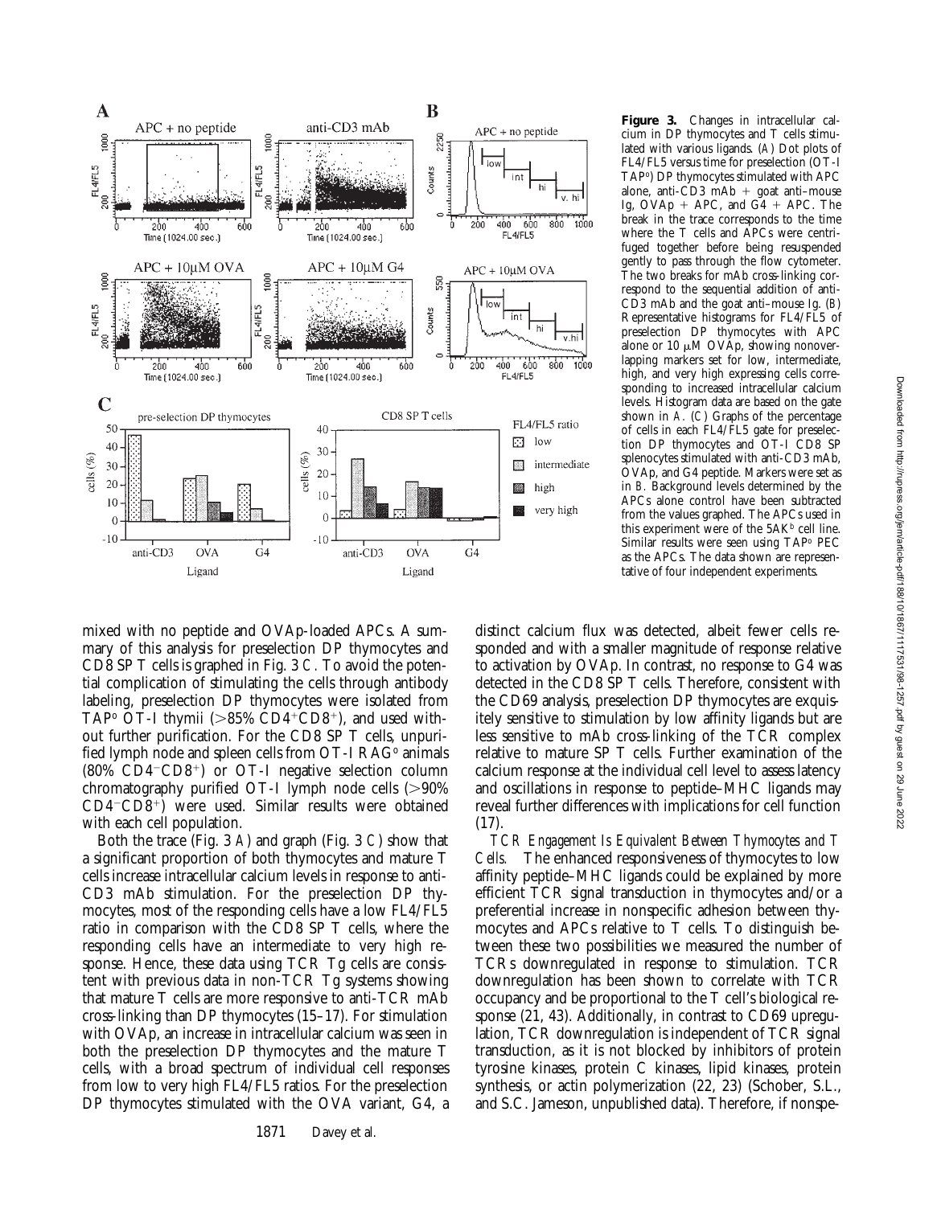**Figure 3.** Changes in intracellular calcium in DP thymocytes and T cells stimulated with various ligands. (A) Dot plots of FL4/FL5 versus time for preselection (OT-I TAP$^{o}$) DP thymocytes stimulated with APC alone, anti-CD3 mAb + goat anti–mouse Ig, OVAp + APC, and G4 + APC. The break in the trace corresponds to the time where the T cells and APCs were centrifuged together before being resuspended gently to pass through the flow cytometer. The two breaks for mAb cross-linking correspond to the sequential addition of anti-CD3 mAb and the goat anti–mouse Ig. (B) Representative histograms for FL4/FL5 of preselection DP thymocytes with APC alone or 10 μM OVAp, showing nonoverlapping markers set for low, intermediate, high, and very high expressing cells corresponding to increased intracellular calcium levels. Histogram data are based on the gate shown in A. (C) Graphs of the percentage of cells in each FL4/FL5 gate for preselection DP thymocytes and OT-I CD8 SP splenocytes stimulated with anti-CD3 mAb, OVAp, and G4 peptide. Markers were set as in B. Background levels determined by the APCs alone control have been subtracted from the values graphed. The APCs used in this experiment were of the 5AK$^{b}$ cell line. Similar results were seen using TAP$^{o}$ PEC as the APCs. The data shown are representative of four independent experiments.

mixed with no peptide and OVAp-loaded APCs. A summary of this analysis for preselection DP thymocytes and CD8 SP T cells is graphed in Fig. 3 C. To avoid the potential complication of stimulating the cells through antibody labeling, preselection DP thymocytes were isolated from TAP$^{o}$ OT-I thymii (>85% CD4$^{+}$CD8$^{+}$), and used without further purification. For the CD8 SP T cells, unpurified lymph node and spleen cells from OT-I RAG$^{o}$ animals (80% CD4$^{-}$CD8$^{+}$) or OT-I negative selection column chromatography purified OT-I lymph node cells (>90% CD4$^{-}$CD8$^{+}$) were used. Similar results were obtained with each cell population.

Both the trace (Fig. 3 A) and graph (Fig. 3 C) show that a significant proportion of both thymocytes and mature T cells increase intracellular calcium levels in response to anti-CD3 mAb stimulation. For the preselection DP thymocytes, most of the responding cells have a low FL4/FL5 ratio in comparison with the CD8 SP T cells, where the responding cells have an intermediate to very high response. Hence, these data using TCR Tg cells are consistent with previous data in non-TCR Tg systems showing that mature T cells are more responsive to anti-TCR mAb cross-linking than DP thymocytes (15–17). For stimulation with OVAp, an increase in intracellular calcium was seen in both the preselection DP thymocytes and the mature T cells, with a broad spectrum of individual cell responses from low to very high FL4/FL5 ratios. For the preselection DP thymocytes stimulated with the OVA variant, G4, a distinct calcium flux was detected, albeit fewer cells responded and with a smaller magnitude of response relative to activation by OVAp. In contrast, no response to G4 was detected in the CD8 SP T cells. Therefore, consistent with the CD69 analysis, preselection DP thymocytes are exquisitely sensitive to stimulation by low affinity ligands but are less sensitive to mAb cross-linking of the TCR complex relative to mature SP T cells. Further examination of the calcium response at the individual cell level to assess latency and oscillations in response to peptide–MHC ligands may reveal further differences with implications for cell function (17).

*TCR Engagement Is Equivalent Between Thymocytes and T Cells.* The enhanced responsiveness of thymocytes to low affinity peptide–MHC ligands could be explained by more efficient TCR signal transduction in thymocytes and/or a preferential increase in nonspecific adhesion between thymocytes and APCs relative to T cells. To distinguish between these two possibilities we measured the number of TCRs downregulated in response to stimulation. TCR downregulation has been shown to correlate with TCR occupancy and be proportional to the T cell's biological response (21, 43). Additionally, in contrast to CD69 upregulation, TCR downregulation is independent of TCR signal transduction, as it is not blocked by inhibitors of protein tyrosine kinases, protein C kinases, lipid kinases, protein synthesis, or actin polymerization (22, 23) (Schober, S.L., and S.C. Jameson, unpublished data). Therefore, if nonspe-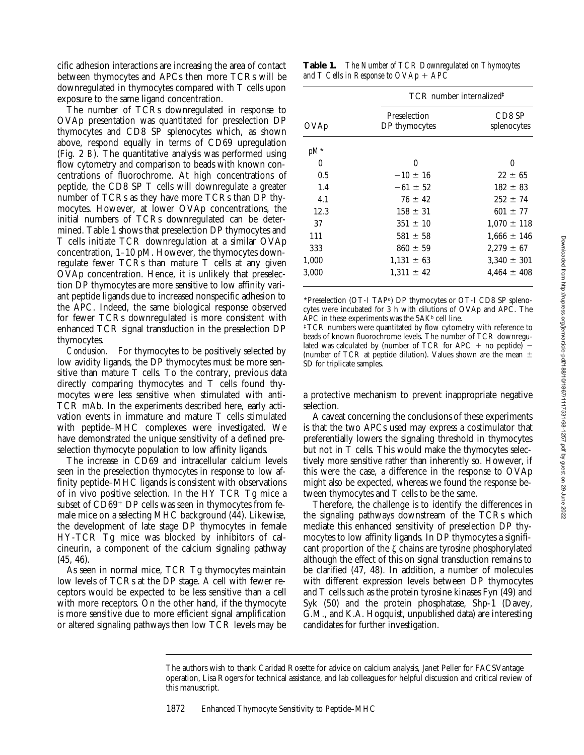cific adhesion interactions are increasing the area of contact between thymocytes and APCs then more TCRs will be downregulated in thymocytes compared with T cells upon exposure to the same ligand concentration.

The number of TCRs downregulated in response to OVAp presentation was quantitated for preselection DP thymocytes and CD8 SP splenocytes which, as shown above, respond equally in terms of CD69 upregulation (Fig. 2 *B*). The quantitative analysis was performed using flow cytometry and comparison to beads with known concentrations of fluorochrome. At high concentrations of peptide, the CD8 SP T cells will downregulate a greater number of TCRs as they have more TCRs than DP thymocytes. However, at lower OVAp concentrations, the initial numbers of TCRs downregulated can be determined. Table 1 shows that preselection DP thymocytes and T cells initiate TCR downregulation at a similar OVAp concentration, 1–10 pM. However, the thymocytes downregulate fewer TCRs than mature T cells at any given OVAp concentration. Hence, it is unlikely that preselection DP thymocytes are more sensitive to low affinity variant peptide ligands due to increased nonspecific adhesion to the APC. Indeed, the same biological response observed for fewer TCRs downregulated is more consistent with enhanced TCR signal transduction in the preselection DP thymocytes.

*Conclusion.* For thymocytes to be positively selected by low avidity ligands, the DP thymocytes must be more sensitive than mature T cells. To the contrary, previous data directly comparing thymocytes and T cells found thymocytes were less sensitive when stimulated with anti-TCR mAb. In the experiments described here, early activation events in immature and mature T cells stimulated with peptide–MHC complexes were investigated. We have demonstrated the unique sensitivity of a defined preselection thymocyte population to low affinity ligands.

The increase in CD69 and intracellular calcium levels seen in the preselection thymocytes in response to low affinity peptide–MHC ligands is consistent with observations of in vivo positive selection. In the HY TCR Tg mice a subset of $CD69^+$ DP cells was seen in thymocytes from female mice on a selecting MHC background (44). Likewise, the development of late stage DP thymocytes in female HY-TCR Tg mice was blocked by inhibitors of calcineurin, a component of the calcium signaling pathway (45, 46).

As seen in normal mice, TCR Tg thymocytes maintain low levels of TCRs at the DP stage. A cell with fewer receptors would be expected to be less sensitive than a cell with more receptors. On the other hand, if the thymocyte is more sensitive due to more efficient signal amplification or altered signaling pathways then low TCR levels may be a protective mechanism to prevent inappropriate negative selection.

A caveat concerning the conclusions of these experiments is that the two APCs used may express a costimulator that preferentially lowers the signaling threshold in thymocytes but not in T cells. This would make the thymocytes selectively more sensitive rather than inherently so. However, if this were the case, a difference in the response to OVAp might also be expected, whereas we found the response between thymocytes and T cells to be the same.

Therefore, the challenge is to identify the differences in the signaling pathways downstream of the TCRs which mediate this enhanced sensitivity of preselection DP thymocytes to low affinity ligands. In DP thymocytes a significant proportion of the $\zeta$ chains are tyrosine phosphorylated although the effect of this on signal transduction remains to be clarified (47, 48). In addition, a number of molecules with different expression levels between DP thymocytes and T cells such as the protein tyrosine kinases Fyn (49) and Syk (50) and the protein phosphatase, Shp-1 (Davey, G.M., and K.A. Hogquist, unpublished data) are interesting candidates for further investigation.

**Table 1.** *The Number of TCR Downregulated on Thymocytes and T Cells in Response to OVAp + APC*

| OVAp | TCR number internalized‡ | |
|---|---|---|
| | Preselection DP thymocytes | CD8 SP splenocytes |
| *pM\** | | |
| 0 | 0 | 0 |
| 0.5 | −10 ± 16 | 22 ± 65 |
| 1.4 | −61 ± 52 | 182 ± 83 |
| 4.1 | 76 ± 42 | 252 ± 74 |
| 12.3 | 158 ± 31 | 601 ± 77 |
| 37 | 351 ± 10 | 1,070 ± 118 |
| 111 | 581 ± 58 | 1,666 ± 146 |
| 333 | 860 ± 59 | 2,279 ± 67 |
| 1,000 | 1,131 ± 63 | 3,340 ± 301 |
| 3,000 | 1,311 ± 42 | 4,464 ± 408 |

\*Preselection (OT-I $TAP^o$) DP thymocytes or OT-I CD8 SP splenocytes were incubated for 3 h with dilutions of OVAp and APC. The APC in these experiments was the $5AK^b$ cell line.

‡TCR numbers were quantitated by flow cytometry with reference to beads of known fluorochrome levels. The number of TCR downregulated was calculated by (number of TCR for APC + no peptide) − (number of TCR at peptide dilution). Values shown are the mean ± SD for triplicate samples.

The authors wish to thank Caridad Rosette for advice on calcium analysis, Janet Peller for FACSVantage operation, Lisa Rogers for technical assistance, and lab colleagues for helpful discussion and critical review of this manuscript.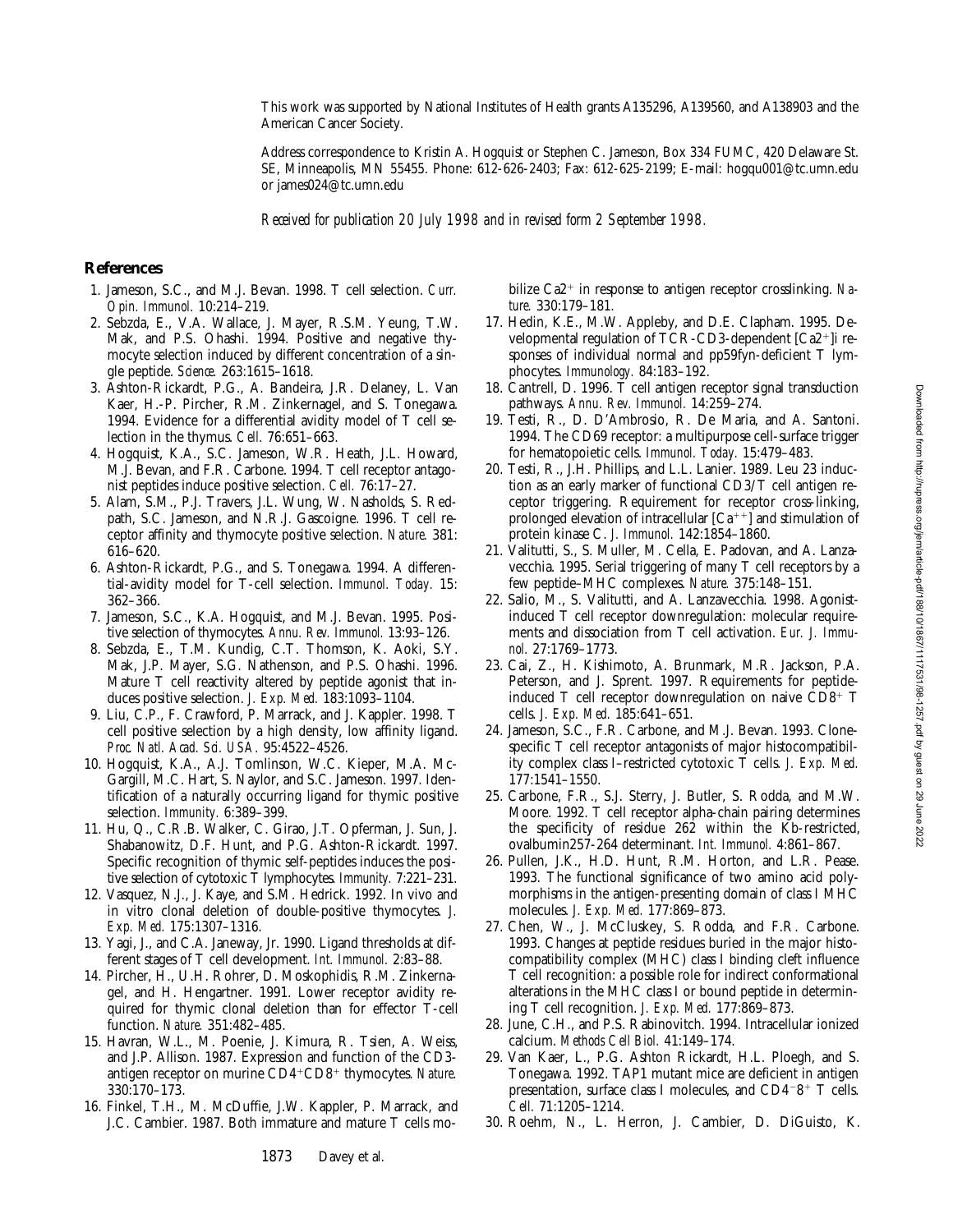This work was supported by National Institutes of Health grants A135296, A139560, and A138903 and the American Cancer Society.

Address correspondence to Kristin A. Hogquist or Stephen C. Jameson, Box 334 FUMC, 420 Delaware St. SE, Minneapolis, MN 55455. Phone: 612-626-2403; Fax: 612-625-2199; E-mail: hogqu001@tc.umn.edu or james024@tc.umn.edu

*Received for publication 20 July 1998 and in revised form 2 September 1998.*

## References

1. Jameson, S.C., and M.J. Bevan. 1998. T cell selection. *Curr. Opin. Immunol.* 10:214–219.
2. Sebzda, E., V.A. Wallace, J. Mayer, R.S.M. Yeung, T.W. Mak, and P.S. Ohashi. 1994. Positive and negative thymocyte selection induced by different concentration of a single peptide. *Science.* 263:1615–1618.
3. Ashton-Rickardt, P.G., A. Bandeira, J.R. Delaney, L. Van Kaer, H.-P. Pircher, R.M. Zinkernagel, and S. Tonegawa. 1994. Evidence for a differential avidity model of T cell selection in the thymus. *Cell.* 76:651–663.
4. Hogquist, K.A., S.C. Jameson, W.R. Heath, J.L. Howard, M.J. Bevan, and F.R. Carbone. 1994. T cell receptor antagonist peptides induce positive selection. *Cell.* 76:17–27.
5. Alam, S.M., P.J. Travers, J.L. Wung, W. Nasholds, S. Redpath, S.C. Jameson, and N.R.J. Gascoigne. 1996. T cell receptor affinity and thymocyte positive selection. *Nature.* 381: 616–620.
6. Ashton-Rickardt, P.G., and S. Tonegawa. 1994. A differential-avidity model for T-cell selection. *Immunol. Today.* 15: 362–366.
7. Jameson, S.C., K.A. Hogquist, and M.J. Bevan. 1995. Positive selection of thymocytes. *Annu. Rev. Immunol.* 13:93–126.
8. Sebzda, E., T.M. Kundig, C.T. Thomson, K. Aoki, S.Y. Mak, J.P. Mayer, S.G. Nathenson, and P.S. Ohashi. 1996. Mature T cell reactivity altered by peptide agonist that induces positive selection. *J. Exp. Med.* 183:1093–1104.
9. Liu, C.P., F. Crawford, P. Marrack, and J. Kappler. 1998. T cell positive selection by a high density, low affinity ligand. *Proc. Natl. Acad. Sci. USA.* 95:4522–4526.
10. Hogquist, K.A., A.J. Tomlinson, W.C. Kieper, M.A. McGargill, M.C. Hart, S. Naylor, and S.C. Jameson. 1997. Identification of a naturally occurring ligand for thymic positive selection. *Immunity.* 6:389–399.
11. Hu, Q., C.R.B. Walker, C. Girao, J.T. Opferman, J. Sun, J. Shabanowitz, D.F. Hunt, and P.G. Ashton-Rickardt. 1997. Specific recognition of thymic self-peptides induces the positive selection of cytotoxic T lymphocytes. *Immunity.* 7:221–231.
12. Vasquez, N.J., J. Kaye, and S.M. Hedrick. 1992. In vivo and in vitro clonal deletion of double-positive thymocytes. *J. Exp. Med.* 175:1307–1316.
13. Yagi, J., and C.A. Janeway, Jr. 1990. Ligand thresholds at different stages of T cell development. *Int. Immunol.* 2:83–88.
14. Pircher, H., U.H. Rohrer, D. Moskophidis, R.M. Zinkernagel, and H. Hengartner. 1991. Lower receptor avidity required for thymic clonal deletion than for effector T-cell function. *Nature.* 351:482–485.
15. Havran, W.L., M. Poenie, J. Kimura, R. Tsien, A. Weiss, and J.P. Allison. 1987. Expression and function of the CD3-antigen receptor on murine $CD4^+CD8^+$ thymocytes. *Nature.* 330:170–173.
16. Finkel, T.H., M. McDuffie, J.W. Kappler, P. Marrack, and J.C. Cambier. 1987. Both immature and mature T cells mobilize $Ca2^+$ in response to antigen receptor crosslinking. *Nature.* 330:179–181.
17. Hedin, K.E., M.W. Appleby, and D.E. Clapham. 1995. Developmental regulation of TCR-CD3-dependent $[Ca2^+]$i responses of individual normal and pp59fyn-deficient T lymphocytes. *Immunology.* 84:183–192.
18. Cantrell, D. 1996. T cell antigen receptor signal transduction pathways. *Annu. Rev. Immunol.* 14:259–274.
19. Testi, R., D. D'Ambrosio, R. De Maria, and A. Santoni. 1994. The CD69 receptor: a multipurpose cell-surface trigger for hematopoietic cells. *Immunol. Today.* 15:479–483.
20. Testi, R., J.H. Phillips, and L.L. Lanier. 1989. Leu 23 induction as an early marker of functional CD3/T cell antigen receptor triggering. Requirement for receptor cross-linking, prolonged elevation of intracellular $[Ca^{++}]$ and stimulation of protein kinase C. *J. Immunol.* 142:1854–1860.
21. Valitutti, S., S. Muller, M. Cella, E. Padovan, and A. Lanzavecchia. 1995. Serial triggering of many T cell receptors by a few peptide–MHC complexes. *Nature.* 375:148–151.
22. Salio, M., S. Valitutti, and A. Lanzavecchia. 1998. Agonist-induced T cell receptor downregulation: molecular requirements and dissociation from T cell activation. *Eur. J. Immunol.* 27:1769–1773.
23. Cai, Z., H. Kishimoto, A. Brunmark, M.R. Jackson, P.A. Peterson, and J. Sprent. 1997. Requirements for peptide-induced T cell receptor downregulation on naive $CD8^+$ T cells. *J. Exp. Med.* 185:641–651.
24. Jameson, S.C., F.R. Carbone, and M.J. Bevan. 1993. Clone-specific T cell receptor antagonists of major histocompatibility complex class I–restricted cytotoxic T cells. *J. Exp. Med.* 177:1541–1550.
25. Carbone, F.R., S.J. Sterry, J. Butler, S. Rodda, and M.W. Moore. 1992. T cell receptor alpha-chain pairing determines the specificity of residue 262 within the Kb-restricted, ovalbumin257-264 determinant. *Int. Immunol.* 4:861–867.
26. Pullen, J.K., H.D. Hunt, R.M. Horton, and L.R. Pease. 1993. The functional significance of two amino acid polymorphisms in the antigen-presenting domain of class I MHC molecules. *J. Exp. Med.* 177:869–873.
27. Chen, W., J. McCluskey, S. Rodda, and F.R. Carbone. 1993. Changes at peptide residues buried in the major histocompatibility complex (MHC) class I binding cleft influence T cell recognition: a possible role for indirect conformational alterations in the MHC class I or bound peptide in determining T cell recognition. *J. Exp. Med.* 177:869–873.
28. June, C.H., and P.S. Rabinovitch. 1994. Intracellular ionized calcium. *Methods Cell Biol.* 41:149–174.
29. Van Kaer, L., P.G. Ashton Rickardt, H.L. Ploegh, and S. Tonegawa. 1992. TAP1 mutant mice are deficient in antigen presentation, surface class I molecules, and $CD4^-8^+$ T cells. *Cell.* 71:1205–1214.
30. Roehm, N., L. Herron, J. Cambier, D. DiGuisto, K.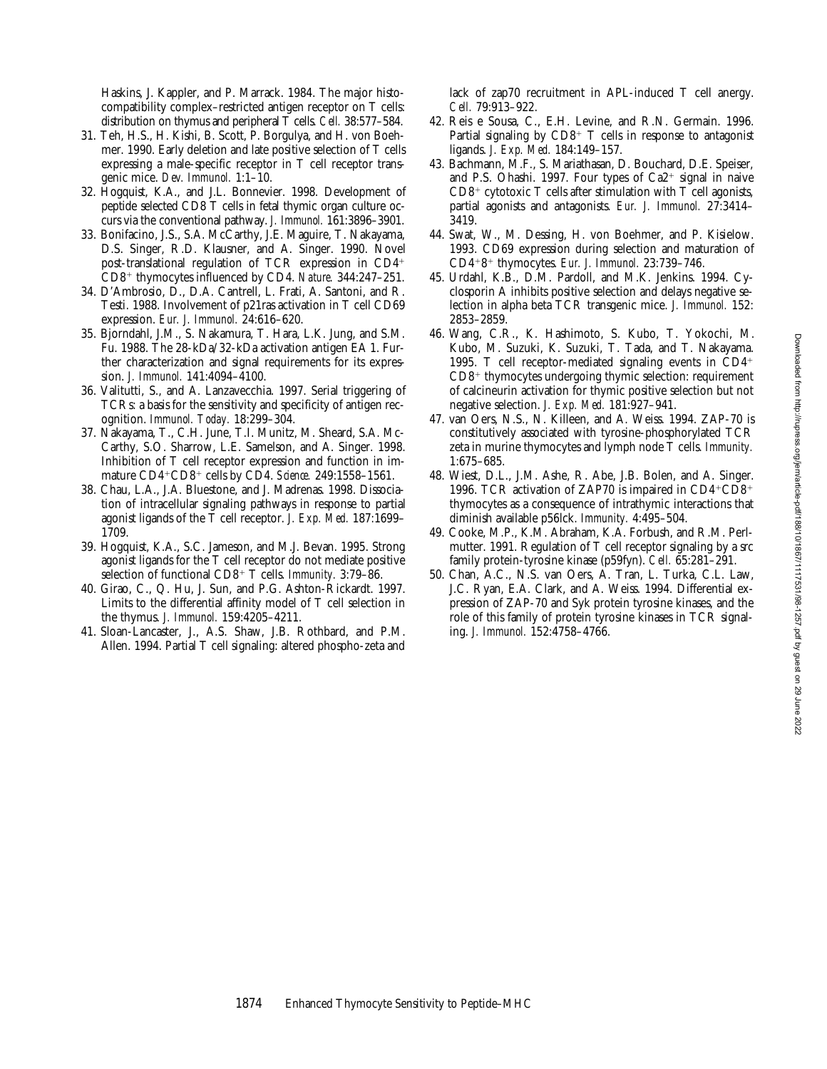Haskins, J. Kappler, and P. Marrack. 1984. The major histocompatibility complex–restricted antigen receptor on T cells: distribution on thymus and peripheral T cells. *Cell.* 38:577–584.

31. Teh, H.S., H. Kishi, B. Scott, P. Borgulya, and H. von Boehmer. 1990. Early deletion and late positive selection of T cells expressing a male-specific receptor in T cell receptor transgenic mice. *Dev. Immunol.* 1:1–10.
32. Hogquist, K.A., and J.L. Bonnevier. 1998. Development of peptide selected CD8 T cells in fetal thymic organ culture occurs via the conventional pathway. *J. Immunol.* 161:3896–3901.
33. Bonifacino, J.S., S.A. McCarthy, J.E. Maguire, T. Nakayama, D.S. Singer, R.D. Klausner, and A. Singer. 1990. Novel post-translational regulation of TCR expression in $CD4^+CD8^+$ thymocytes influenced by CD4. *Nature.* 344:247–251.
34. D'Ambrosio, D., D.A. Cantrell, L. Frati, A. Santoni, and R. Testi. 1988. Involvement of p21ras activation in T cell CD69 expression. *Eur. J. Immunol.* 24:616–620.
35. Bjorndahl, J.M., S. Nakamura, T. Hara, L.K. Jung, and S.M. Fu. 1988. The 28-kDa/32-kDa activation antigen EA 1. Further characterization and signal requirements for its expression. *J. Immunol.* 141:4094–4100.
36. Valitutti, S., and A. Lanzavecchia. 1997. Serial triggering of TCRs: a basis for the sensitivity and specificity of antigen recognition. *Immunol. Today.* 18:299–304.
37. Nakayama, T., C.H. June, T.I. Munitz, M. Sheard, S.A. McCarthy, S.O. Sharrow, L.E. Samelson, and A. Singer. 1998. Inhibition of T cell receptor expression and function in immature $CD4^+CD8^+$ cells by CD4. *Science.* 249:1558–1561.
38. Chau, L.A., J.A. Bluestone, and J. Madrenas. 1998. Dissociation of intracellular signaling pathways in response to partial agonist ligands of the T cell receptor. *J. Exp. Med.* 187:1699–1709.
39. Hogquist, K.A., S.C. Jameson, and M.J. Bevan. 1995. Strong agonist ligands for the T cell receptor do not mediate positive selection of functional $CD8^+$ T cells. *Immunity.* 3:79–86.
40. Girao, C., Q. Hu, J. Sun, and P.G. Ashton-Rickardt. 1997. Limits to the differential affinity model of T cell selection in the thymus. *J. Immunol.* 159:4205–4211.
41. Sloan-Lancaster, J., A.S. Shaw, J.B. Rothbard, and P.M. Allen. 1994. Partial T cell signaling: altered phospho-zeta and lack of zap70 recruitment in APL-induced T cell anergy. *Cell.* 79:913–922.
42. Reis e Sousa, C., E.H. Levine, and R.N. Germain. 1996. Partial signaling by $CD8^+$ T cells in response to antagonist ligands. *J. Exp. Med.* 184:149–157.
43. Bachmann, M.F., S. Mariathasan, D. Bouchard, D.E. Speiser, and P.S. Ohashi. 1997. Four types of $Ca2^+$ signal in naive $CD8^+$ cytotoxic T cells after stimulation with T cell agonists, partial agonists and antagonists. *Eur. J. Immunol.* 27:3414–3419.
44. Swat, W., M. Dessing, H. von Boehmer, and P. Kisielow. 1993. CD69 expression during selection and maturation of $CD4^+8^+$ thymocytes. *Eur. J. Immunol.* 23:739–746.
45. Urdahl, K.B., D.M. Pardoll, and M.K. Jenkins. 1994. Cyclosporin A inhibits positive selection and delays negative selection in alpha beta TCR transgenic mice. *J. Immunol.* 152:2853–2859.
46. Wang, C.R., K. Hashimoto, S. Kubo, T. Yokochi, M. Kubo, M. Suzuki, K. Suzuki, T. Tada, and T. Nakayama. 1995. T cell receptor-mediated signaling events in $CD4^+CD8^+$ thymocytes undergoing thymic selection: requirement of calcineurin activation for thymic positive selection but not negative selection. *J. Exp. Med.* 181:927–941.
47. van Oers, N.S., N. Killeen, and A. Weiss. 1994. ZAP-70 is constitutively associated with tyrosine-phosphorylated TCR zeta in murine thymocytes and lymph node T cells. *Immunity.* 1:675–685.
48. Wiest, D.L., J.M. Ashe, R. Abe, J.B. Bolen, and A. Singer. 1996. TCR activation of ZAP70 is impaired in $CD4^+CD8^+$ thymocytes as a consequence of intrathymic interactions that diminish available p56lck. *Immunity.* 4:495–504.
49. Cooke, M.P., K.M. Abraham, K.A. Forbush, and R.M. Perlmutter. 1991. Regulation of T cell receptor signaling by a src family protein-tyrosine kinase (p59fyn). *Cell.* 65:281–291.
50. Chan, A.C., N.S. van Oers, A. Tran, L. Turka, C.L. Law, J.C. Ryan, E.A. Clark, and A. Weiss. 1994. Differential expression of ZAP-70 and Syk protein tyrosine kinases, and the role of this family of protein tyrosine kinases in TCR signaling. *J. Immunol.* 152:4758–4766.